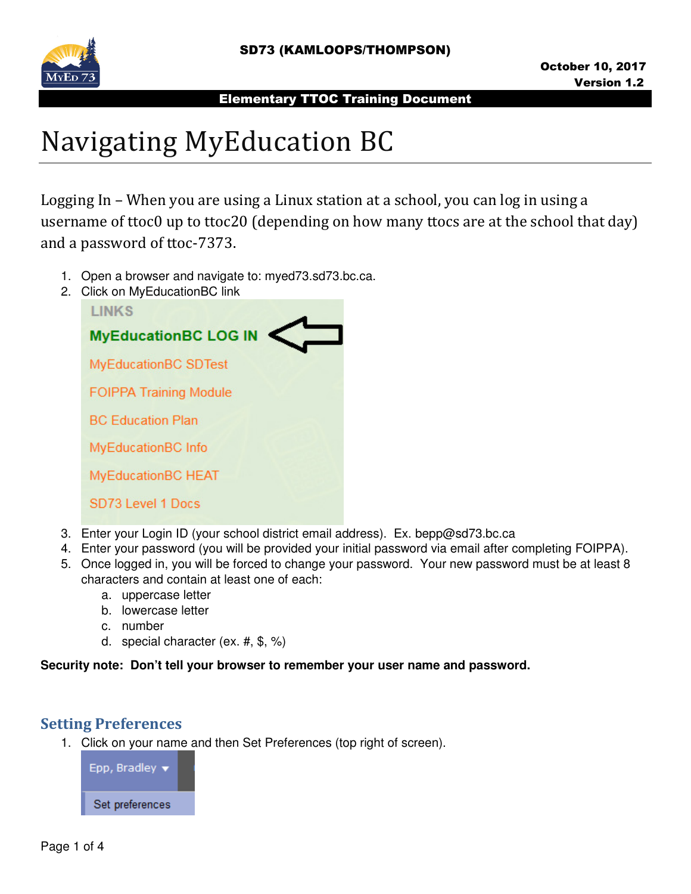SD73 (KAMLOOPS/THOMPSON)

October 10, 2017
Version 1.2

**Elementary TTOC Training Document**

# Navigating MyEducation BC

Logging In – When you are using a Linux station at a school, you can log in using a username of ttoc0 up to ttoc20 (depending on how many ttocs are at the school that day) and a password of ttoc-7373.

1. Open a browser and navigate to: myed73.sd73.bc.ca.
2. Click on MyEducationBC link

   LINKS
   - **MyEducationBC LOG IN**
   - MyEducationBC SDTest
   - FOIPPA Training Module
   - BC Education Plan
   - MyEducationBC Info
   - MyEducationBC HEAT
   - SD73 Level 1 Docs

3. Enter your Login ID (your school district email address). Ex. bepp@sd73.bc.ca
4. Enter your password (you will be provided your initial password via email after completing FOIPPA).
5. Once logged in, you will be forced to change your password. Your new password must be at least 8 characters and contain at least one of each:
   a. uppercase letter
   b. lowercase letter
   c. number
   d. special character (ex. #, $, %)

**Security note: Don't tell your browser to remember your user name and password.**

## Setting Preferences

1. Click on your name and then Set Preferences (top right of screen).

   Epp, Bradley ▾

   Set preferences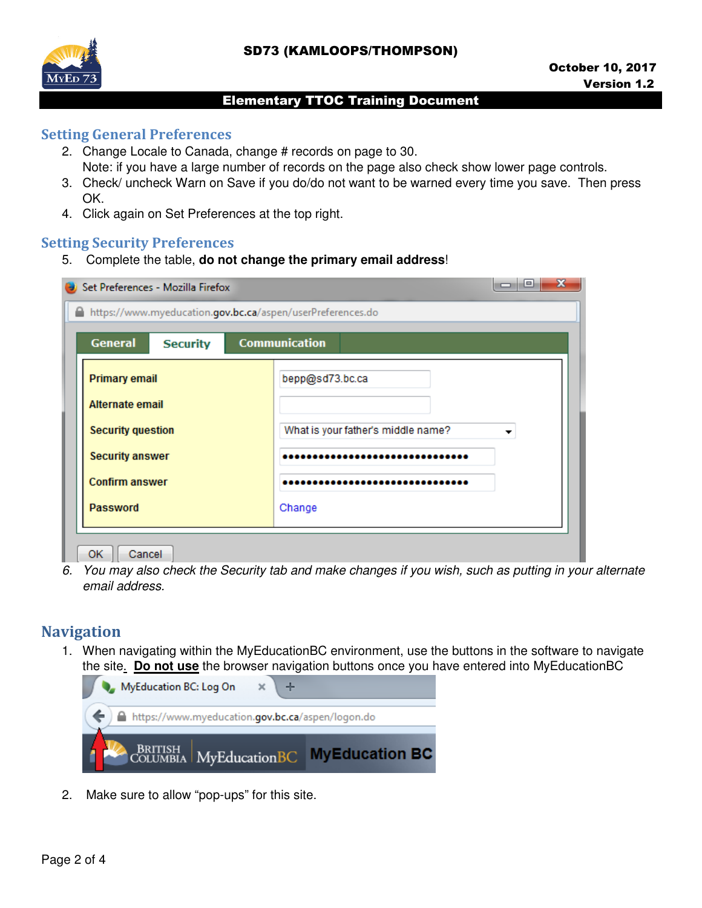## Setting General Preferences

2. Change Locale to Canada, change # records on page to 30.
   Note: if you have a large number of records on the page also check show lower page controls.
3. Check/ uncheck Warn on Save if you do/do not want to be warned every time you save. Then press OK.
4. Click again on Set Preferences at the top right.

## Setting Security Preferences

5. Complete the table, **do not change the primary email address**!

6. *You may also check the Security tab and make changes if you wish, such as putting in your alternate email address.*

## Navigation

1. When navigating within the MyEducationBC environment, use the buttons in the software to navigate the site. **Do not use** the browser navigation buttons once you have entered into MyEducationBC

2. Make sure to allow "pop-ups" for this site.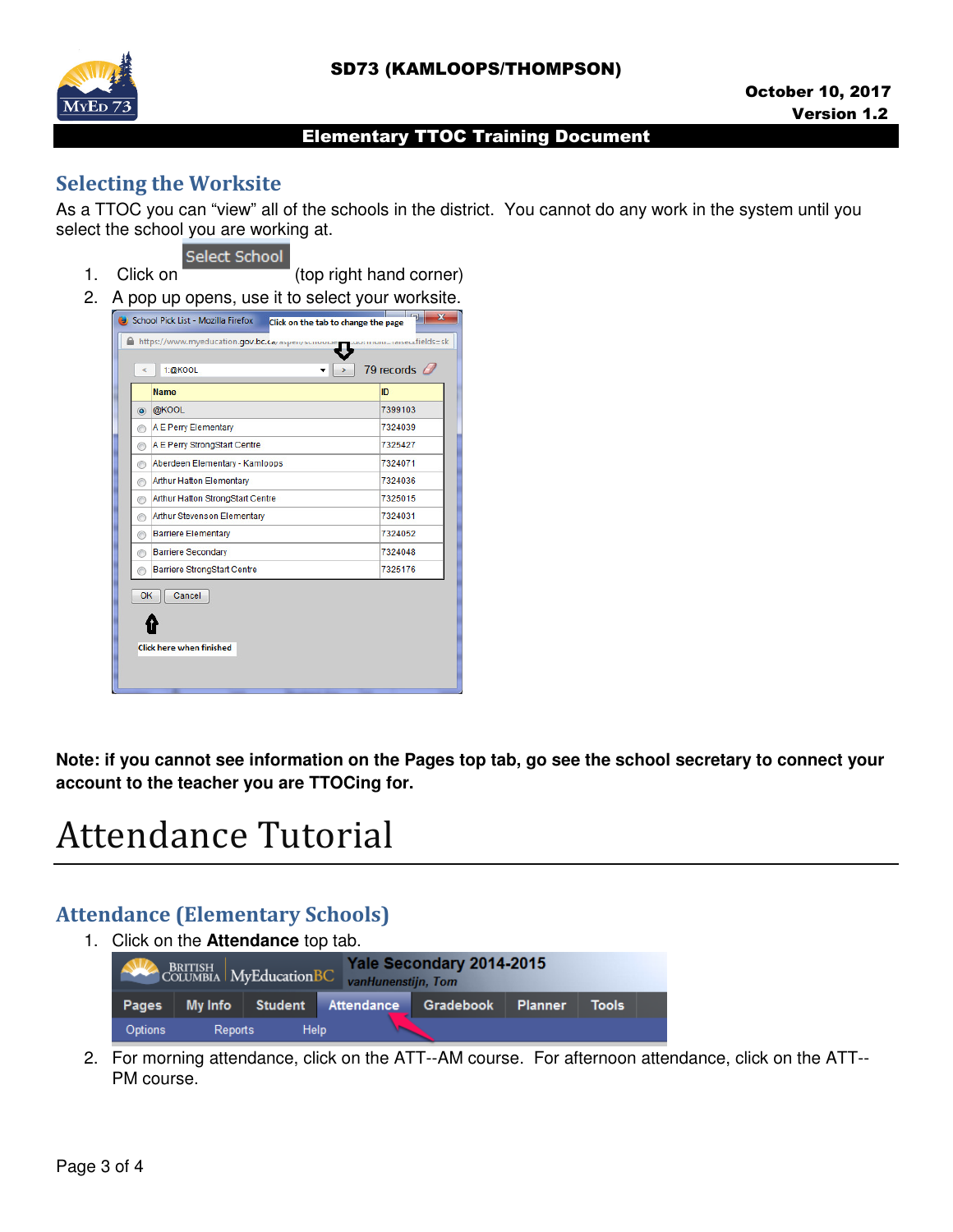## Selecting the Worksite

As a TTOC you can "view" all of the schools in the district. You cannot do any work in the system until you select the school you are working at.

1. Click on Select School (top right hand corner)
2. A pop up opens, use it to select your worksite.

**Note: if you cannot see information on the Pages top tab, go see the school secretary to connect your account to the teacher you are TTOCing for.**

# Attendance Tutorial

## Attendance (Elementary Schools)

1. Click on the **Attendance** top tab.
2. For morning attendance, click on the ATT--AM course. For afternoon attendance, click on the ATT--PM course.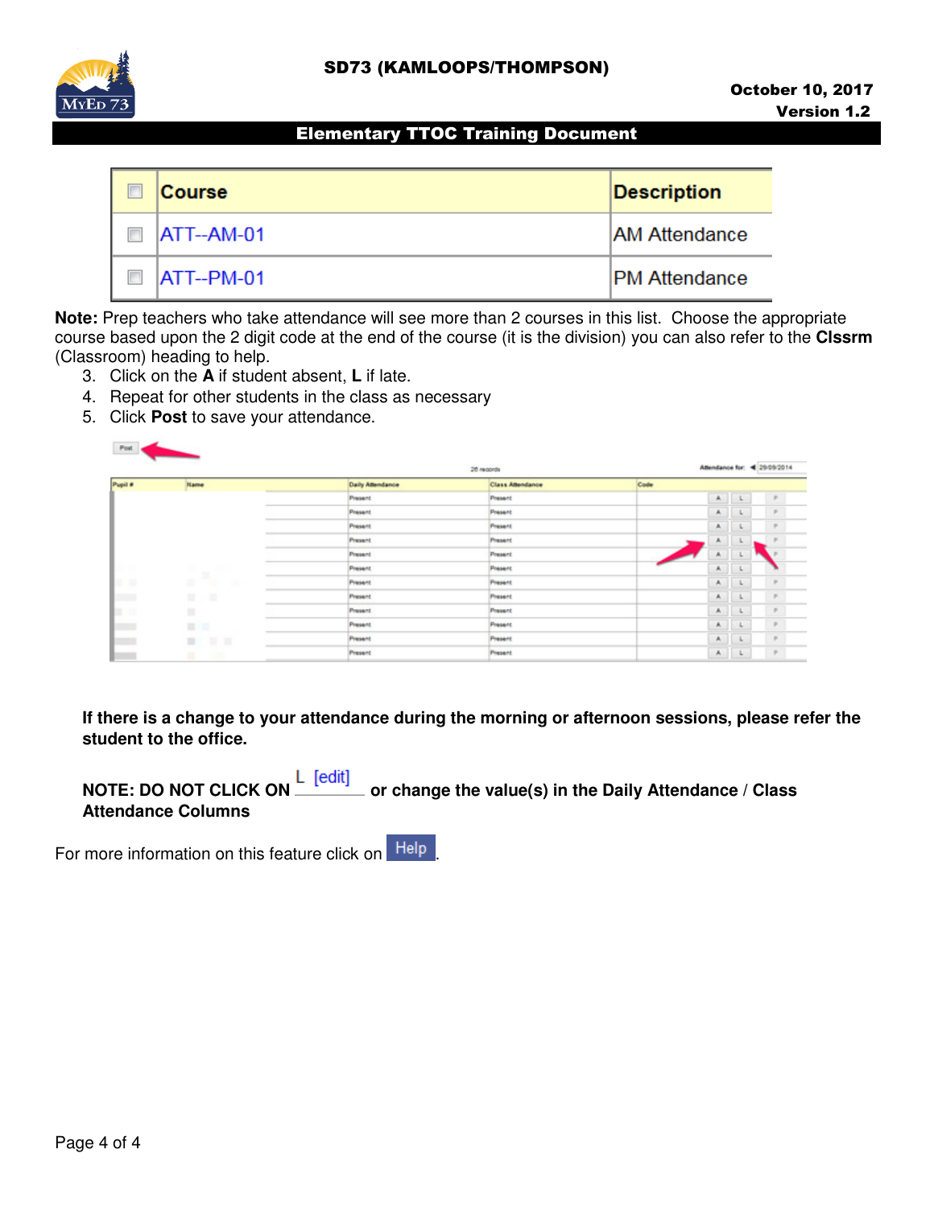| | Course | Description |
|---|---|---|
| | ATT--AM-01 | AM Attendance |
| | ATT--PM-01 | PM Attendance |

**Note:** Prep teachers who take attendance will see more than 2 courses in this list. Choose the appropriate course based upon the 2 digit code at the end of the course (it is the division) you can also refer to the **Clssrm** (Classroom) heading to help.

3. Click on the **A** if student absent, **L** if late.
4. Repeat for other students in the class as necessary
5. Click **Post** to save your attendance.

**If there is a change to your attendance during the morning or afternoon sessions, please refer the student to the office.**

**NOTE: DO NOT CLICK ON** L [edit] **or change the value(s) in the Daily Attendance / Class Attendance Columns**

For more information on this feature click on Help.